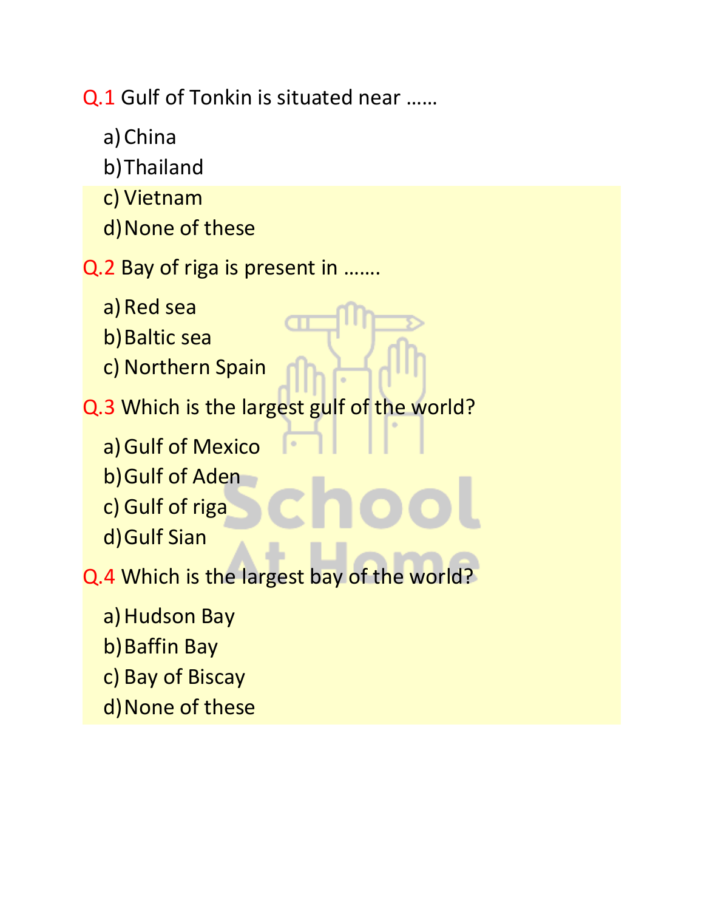Q.1 Gulf of Tonkin is situated near ……

a) China
b) Thailand
c) Vietnam
d) None of these

Q.2 Bay of riga is present in …….

a) Red sea
b) Baltic sea
c) Northern Spain

Q.3 Which is the largest gulf of the world?

a) Gulf of Mexico
b) Gulf of Aden
c) Gulf of riga
d) Gulf Sian

Q.4 Which is the largest bay of the world?

a) Hudson Bay
b) Baffin Bay
c) Bay of Biscay
d) None of these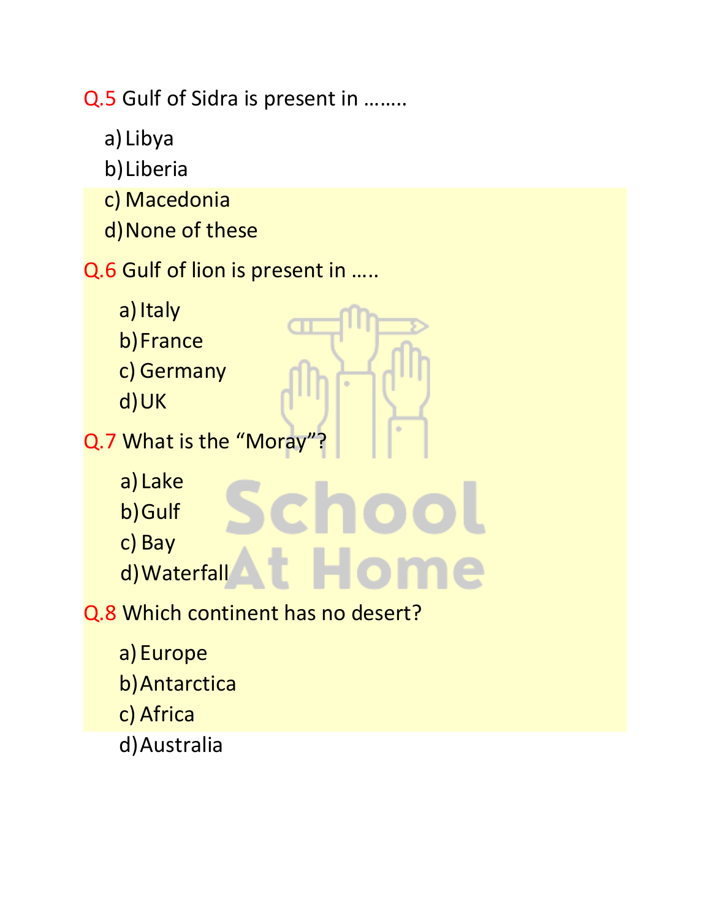Q.5 Gulf of Sidra is present in ……..

a) Libya
b) Liberia
c) Macedonia
d) None of these

Q.6 Gulf of lion is present in …..

a) Italy
b) France
c) Germany
d) UK

Q.7 What is the "Moray"?

a) Lake
b) Gulf
c) Bay
d) Waterfall

Q.8 Which continent has no desert?

a) Europe
b) Antarctica
c) Africa
d) Australia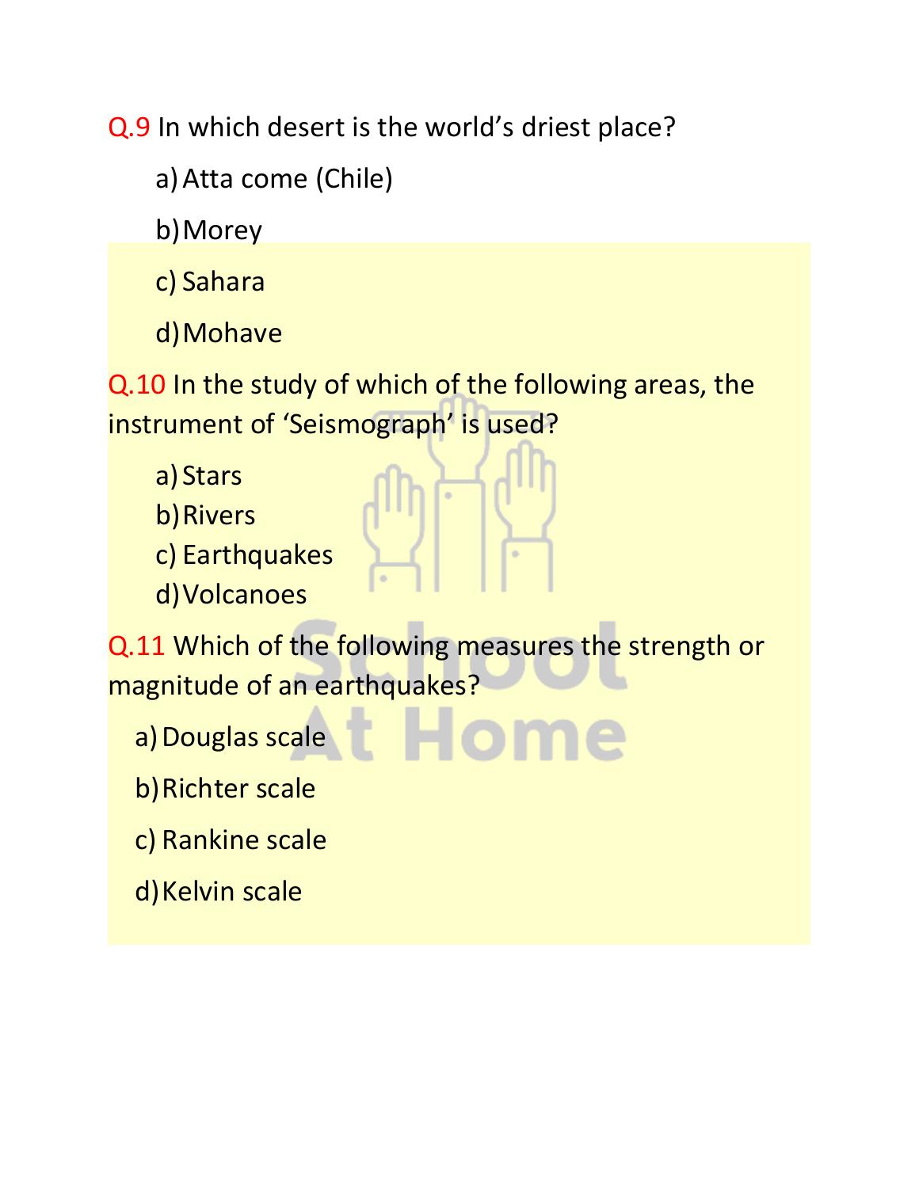Q.9 In which desert is the world's driest place?

a) Atta come (Chile)

b) Morey

c) Sahara

d) Mohave

Q.10 In the study of which of the following areas, the instrument of 'Seismograph' is used?

a) Stars
b) Rivers
c) Earthquakes
d) Volcanoes

Q.11 Which of the following measures the strength or magnitude of an earthquakes?

a) Douglas scale

b) Richter scale

c) Rankine scale

d) Kelvin scale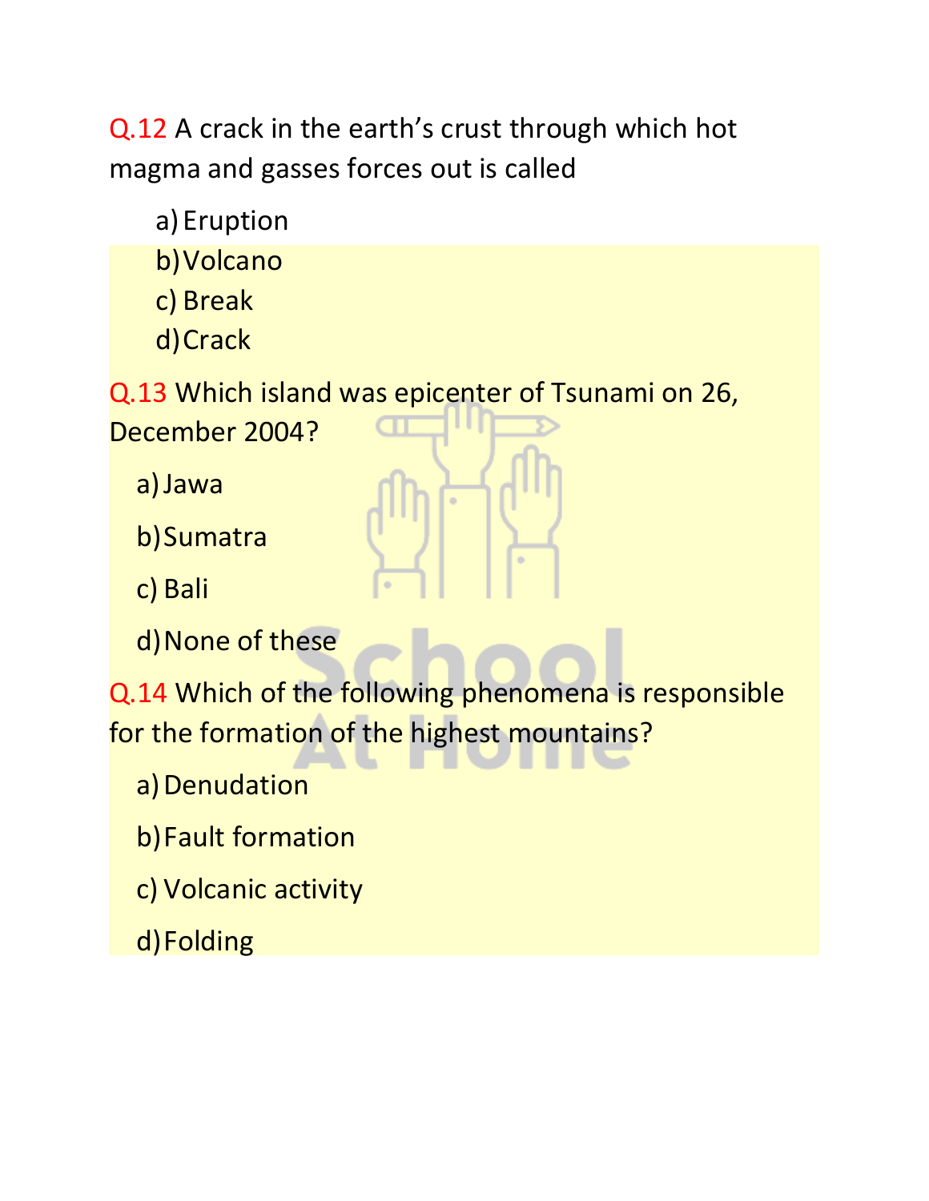Q.12 A crack in the earth's crust through which hot magma and gasses forces out is called

a) Eruption
b) Volcano
c) Break
d) Crack

Q.13 Which island was epicenter of Tsunami on 26, December 2004?

a) Jawa
b) Sumatra
c) Bali
d) None of these

Q.14 Which of the following phenomena is responsible for the formation of the highest mountains?

a) Denudation
b) Fault formation
c) Volcanic activity
d) Folding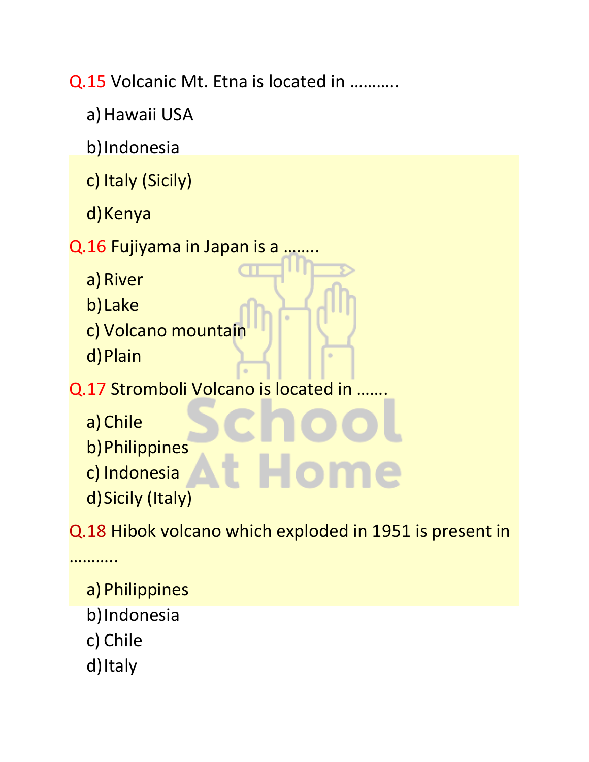Q.15 Volcanic Mt. Etna is located in ……….

a) Hawaii USA

b) Indonesia

c) Italy (Sicily)

d) Kenya

Q.16 Fujiyama in Japan is a ……..

a) River

b) Lake

c) Volcano mountain

d) Plain

Q.17 Stromboli Volcano is located in …….

a) Chile

b) Philippines

c) Indonesia

d) Sicily (Italy)

Q.18 Hibok volcano which exploded in 1951 is present in ………..

a) Philippines

b) Indonesia

c) Chile

d) Italy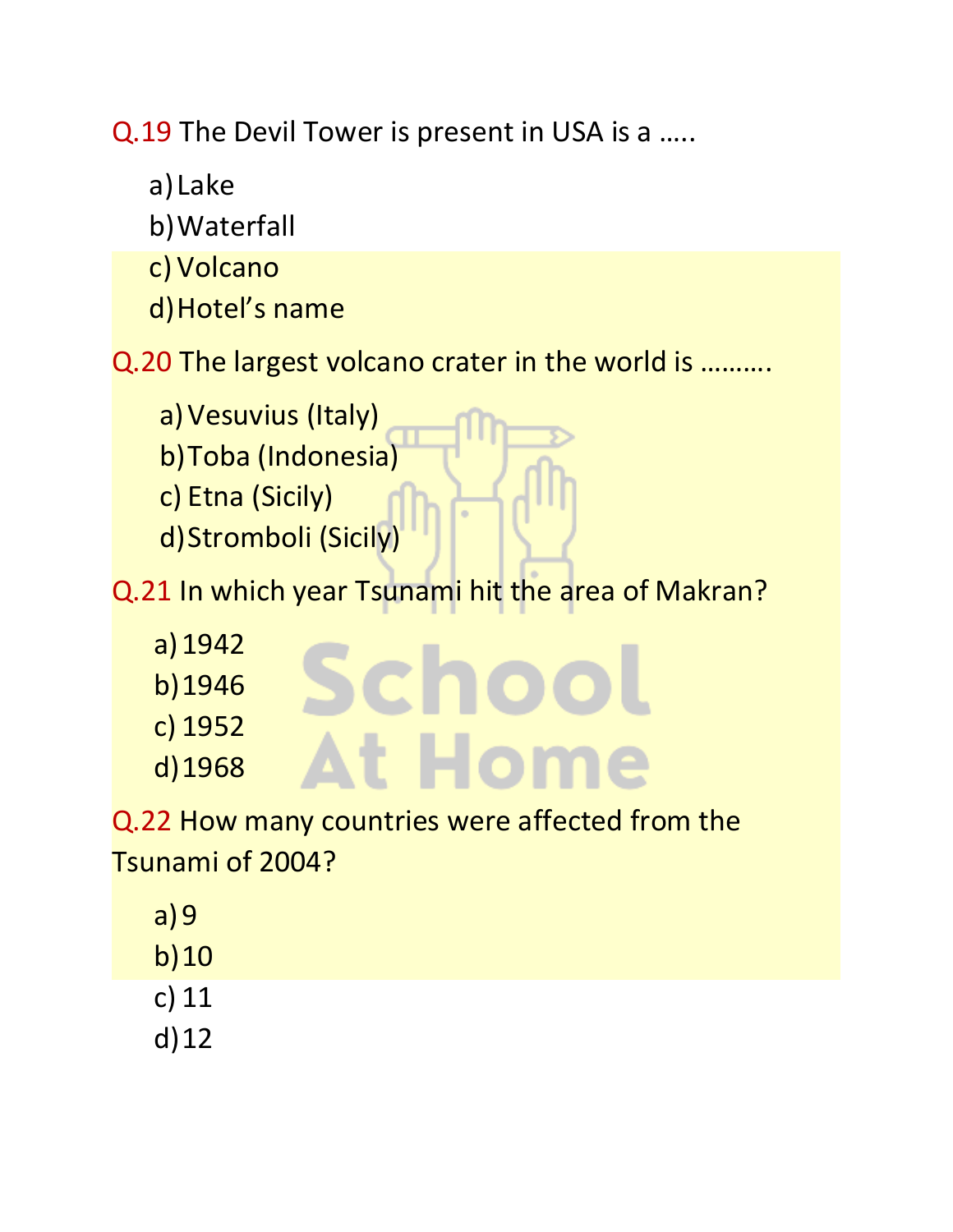Q.19 The Devil Tower is present in USA is a …..

a) Lake
b) Waterfall
c) Volcano
d) Hotel's name

Q.20 The largest volcano crater in the world is ……….

a) Vesuvius (Italy)
b) Toba (Indonesia)
c) Etna (Sicily)
d) Stromboli (Sicily)

Q.21 In which year Tsunami hit the area of Makran?

a) 1942
b) 1946
c) 1952
d) 1968

Q.22 How many countries were affected from the Tsunami of 2004?

a) 9
b) 10
c) 11
d) 12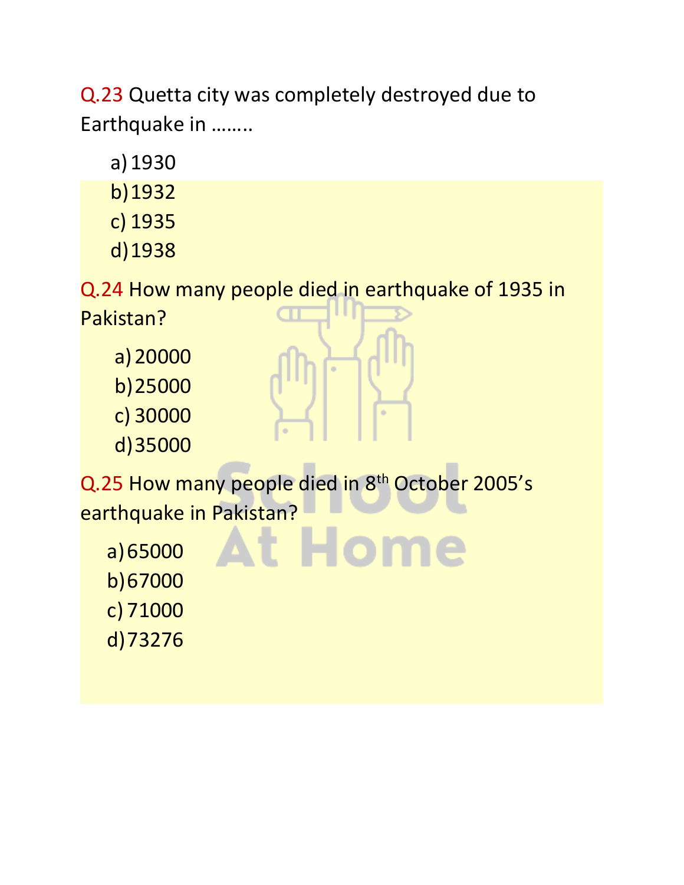Q.23 Quetta city was completely destroyed due to Earthquake in ……..

a) 1930
b) 1932
c) 1935
d) 1938

Q.24 How many people died in earthquake of 1935 in Pakistan?

a) 20000
b) 25000
c) 30000
d) 35000

Q.25 How many people died in 8th October 2005's earthquake in Pakistan?

a) 65000
b) 67000
c) 71000
d) 73276